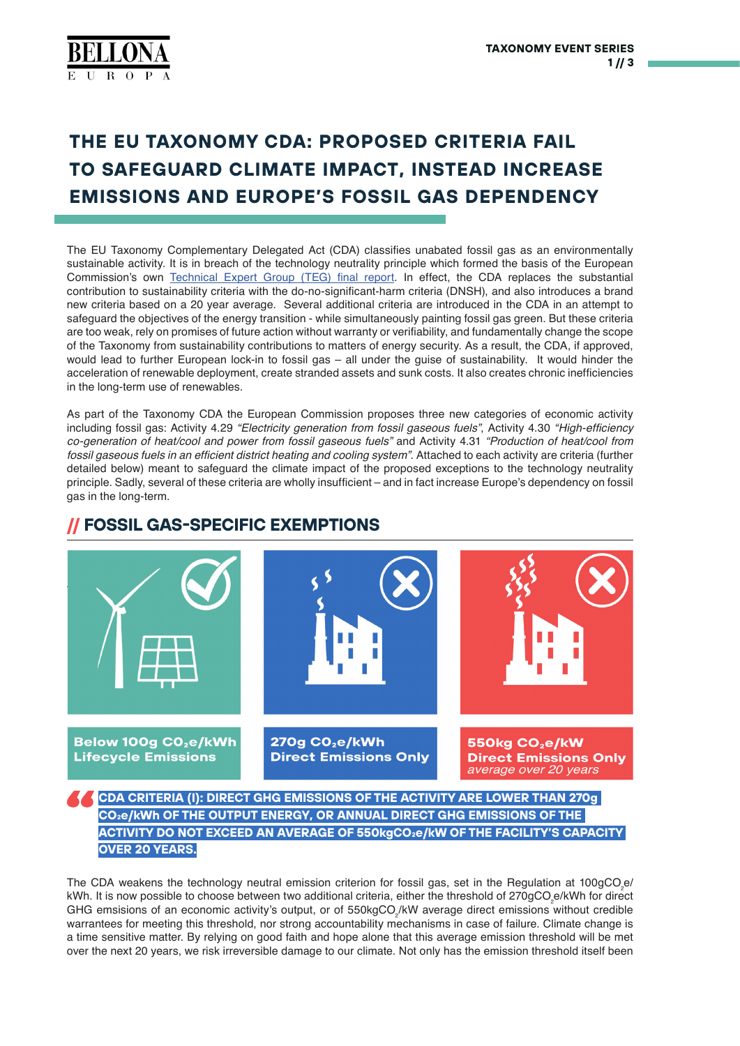# THE EU TAXONOMY CDA: PROPOSED CRITERIA FAIL TO SAFEGUARD CLIMATE IMPACT, INSTEAD INCREASE EMISSIONS AND EUROPE'S FOSSIL GAS DEPENDENCY

The EU Taxonomy Complementary Delegated Act (CDA) classifies unabated fossil gas as an environmentally sustainable activity. It is in breach of the technology neutrality principle which formed the basis of the European Commission's own Technical Expert Group (TEG) final report. In effect, the CDA replaces the substantial contribution to sustainability criteria with the do-no-significant-harm criteria (DNSH), and also introduces a brand new criteria based on a 20 year average. Several additional criteria are introduced in the CDA in an attempt to safeguard the objectives of the energy transition - while simultaneously painting fossil gas green. But these criteria are too weak, rely on promises of future action without warranty or verifiability, and fundamentally change the scope of the Taxonomy from sustainability contributions to matters of energy security. As a result, the CDA, if approved, would lead to further European lock-in to fossil gas – all under the guise of sustainability. It would hinder the acceleration of renewable deployment, create stranded assets and sunk costs. It also creates chronic inefficiencies in the long-term use of renewables.

As part of the Taxonomy CDA the European Commission proposes three new categories of economic activity including fossil gas: Activity 4.29 *"Electricity generation from fossil gaseous fuels"*, Activity 4.30 *"High-efficiency co-generation of heat/cool and power from fossil gaseous fuels"* and Activity 4.31 *"Production of heat/cool from fossil gaseous fuels in an efficient district heating and cooling system"*. Attached to each activity are criteria (further detailed below) meant to safeguard the climate impact of the proposed exceptions to the technology neutrality principle. Sadly, several of these criteria are wholly insufficient – and in fact increase Europe's dependency on fossil gas in the long-term.

## // FOSSIL GAS-SPECIFIC EXEMPTIONS

**Below 100g $CO_2e$/kWh Lifecycle Emissions**

**270g $CO_2e$/kWh Direct Emissions Only**

**550kg $CO_2e$/kW Direct Emissions Only** *average over 20 years*

> **CDA CRITERIA (I): DIRECT GHG EMISSIONS OF THE ACTIVITY ARE LOWER THAN 270g $CO_2e$/kWh OF THE OUTPUT ENERGY, OR ANNUAL DIRECT GHG EMISSIONS OF THE ACTIVITY DO NOT EXCEED AN AVERAGE OF 550kg$CO_2e$/kW OF THE FACILITY'S CAPACITY OVER 20 YEARS.**

The CDA weakens the technology neutral emission criterion for fossil gas, set in the Regulation at 100g$CO_2e$/kWh. It is now possible to choose between two additional criteria, either the threshold of 270g$CO_2e$/kWh for direct GHG emsisions of an economic activity's output, or of 550kg$CO_2$/kW average direct emissions without credible warrantees for meeting this threshold, nor strong accountability mechanisms in case of failure. Climate change is a time sensitive matter. By relying on good faith and hope alone that this average emission threshold will be met over the next 20 years, we risk irreversible damage to our climate. Not only has the emission threshold itself been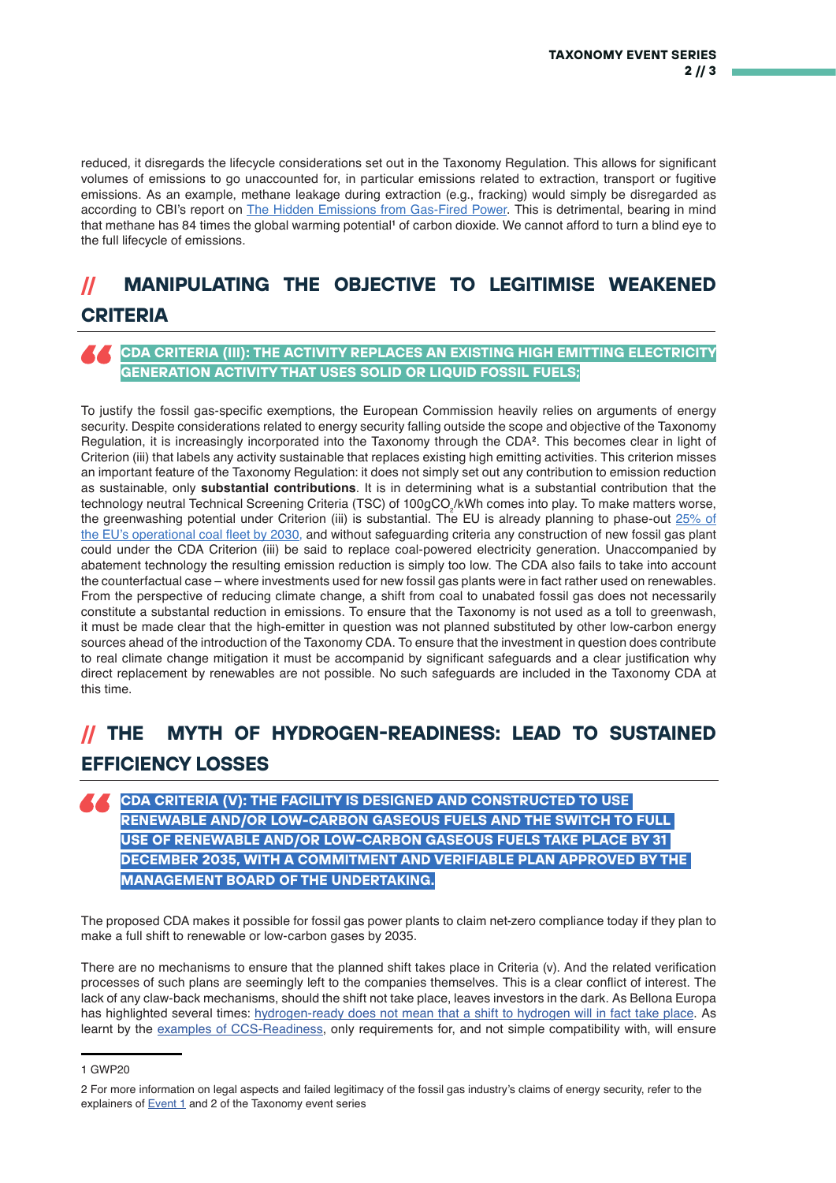reduced, it disregards the lifecycle considerations set out in the Taxonomy Regulation. This allows for significant volumes of emissions to go unaccounted for, in particular emissions related to extraction, transport or fugitive emissions. As an example, methane leakage during extraction (e.g., fracking) would simply be disregarded as according to CBI's report on The Hidden Emissions from Gas-Fired Power. This is detrimental, bearing in mind that methane has 84 times the global warming potential[1] of carbon dioxide. We cannot afford to turn a blind eye to the full lifecycle of emissions.

## // MANIPULATING THE OBJECTIVE TO LEGITIMISE WEAKENED CRITERIA

> **CDA CRITERIA (III): THE ACTIVITY REPLACES AN EXISTING HIGH EMITTING ELECTRICITY GENERATION ACTIVITY THAT USES SOLID OR LIQUID FOSSIL FUELS;**

To justify the fossil gas-specific exemptions, the European Commission heavily relies on arguments of energy security. Despite considerations related to energy security falling outside the scope and objective of the Taxonomy Regulation, it is increasingly incorporated into the Taxonomy through the CDA[2]. This becomes clear in light of Criterion (iii) that labels any activity sustainable that replaces existing high emitting activities. This criterion misses an important feature of the Taxonomy Regulation: it does not simply set out any contribution to emission reduction as sustainable, only **substantial contributions**. It is in determining what is a substantial contribution that the technology neutral Technical Screening Criteria (TSC) of 100g$CO_2$/kWh comes into play. To make matters worse, the greenwashing potential under Criterion (iii) is substantial. The EU is already planning to phase-out 25% of the EU's operational coal fleet by 2030, and without safeguarding criteria any construction of new fossil gas plant could under the CDA Criterion (iii) be said to replace coal-powered electricity generation. Unaccompanied by abatement technology the resulting emission reduction is simply too low. The CDA also fails to take into account the counterfactual case – where investments used for new fossil gas plants were in fact rather used on renewables. From the perspective of reducing climate change, a shift from coal to unabated fossil gas does not necessarily constitute a substantial reduction in emissions. To ensure that the Taxonomy is not used as a toll to greenwash, it must be made clear that the high-emitter in question was not planned substituted by other low-carbon energy sources ahead of the introduction of the Taxonomy CDA. To ensure that the investment in question does contribute to real climate change mitigation it must be accompanid by significant safeguards and a clear justification why direct replacement by renewables are not possible. No such safeguards are included in the Taxonomy CDA at this time.

## // THE MYTH OF HYDROGEN-READINESS: LEAD TO SUSTAINED EFFICIENCY LOSSES

> **CDA CRITERIA (V): THE FACILITY IS DESIGNED AND CONSTRUCTED TO USE RENEWABLE AND/OR LOW-CARBON GASEOUS FUELS AND THE SWITCH TO FULL USE OF RENEWABLE AND/OR LOW-CARBON GASEOUS FUELS TAKE PLACE BY 31 DECEMBER 2035, WITH A COMMITMENT AND VERIFIABLE PLAN APPROVED BY THE MANAGEMENT BOARD OF THE UNDERTAKING.**

The proposed CDA makes it possible for fossil gas power plants to claim net-zero compliance today if they plan to make a full shift to renewable or low-carbon gases by 2035.

There are no mechanisms to ensure that the planned shift takes place in Criteria (v). And the related verification processes of such plans are seemingly left to the companies themselves. This is a clear conflict of interest. The lack of any claw-back mechanisms, should the shift not take place, leaves investors in the dark. As Bellona Europa has highlighted several times: hydrogen-ready does not mean that a shift to hydrogen will in fact take place. As learnt by the examples of CCS-Readiness, only requirements for, and not simple compatibility with, will ensure

---

1 GWP20

2 For more information on legal aspects and failed legitimacy of the fossil gas industry's claims of energy security, refer to the explainers of Event 1 and 2 of the Taxonomy event series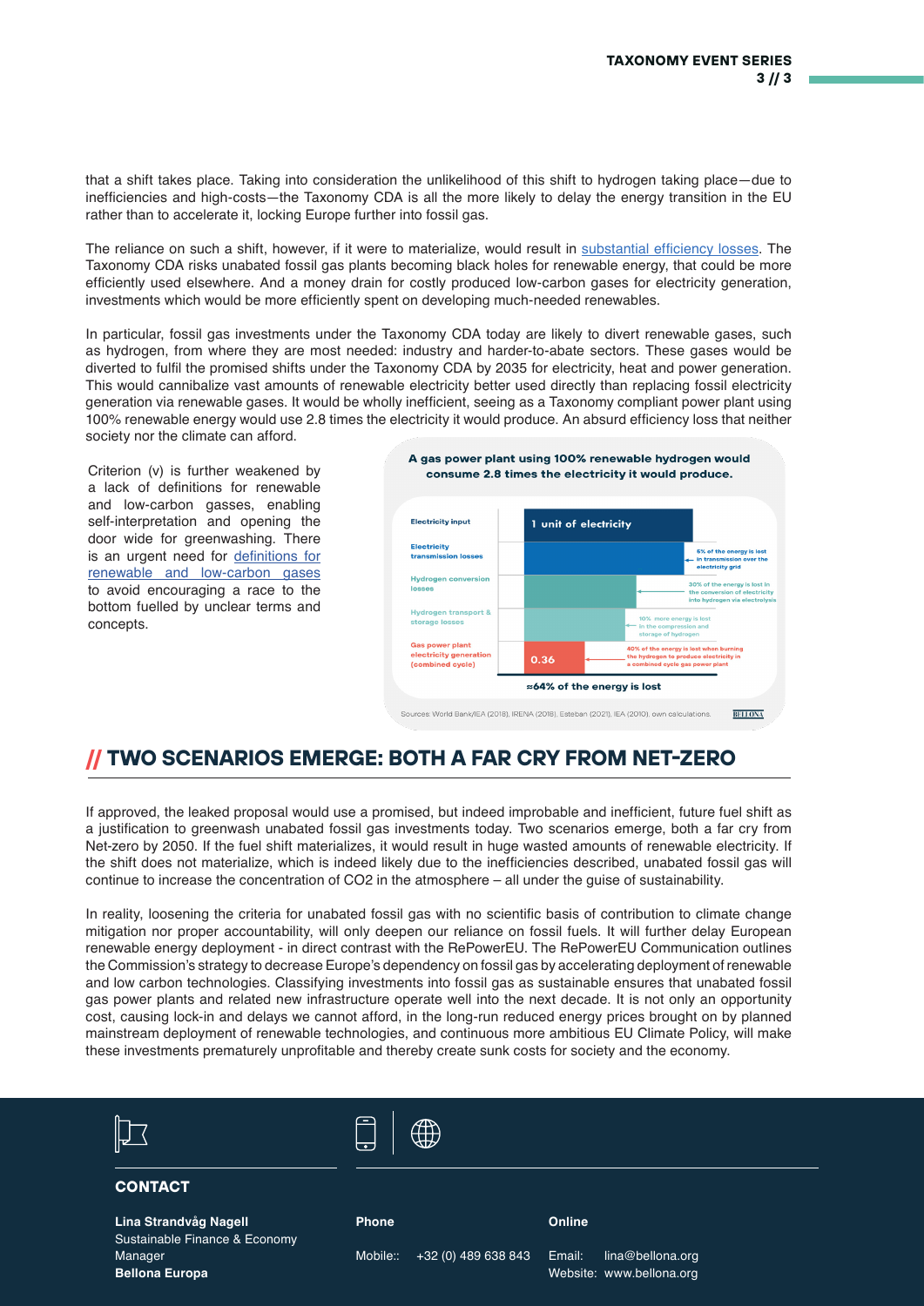that a shift takes place. Taking into consideration the unlikelihood of this shift to hydrogen taking place—due to inefficiencies and high-costs—the Taxonomy CDA is all the more likely to delay the energy transition in the EU rather than to accelerate it, locking Europe further into fossil gas.

The reliance on such a shift, however, if it were to materialize, would result in substantial efficiency losses. The Taxonomy CDA risks unabated fossil gas plants becoming black holes for renewable energy, that could be more efficiently used elsewhere. And a money drain for costly produced low-carbon gases for electricity generation, investments which would be more efficiently spent on developing much-needed renewables.

In particular, fossil gas investments under the Taxonomy CDA today are likely to divert renewable gases, such as hydrogen, from where they are most needed: industry and harder-to-abate sectors. These gases would be diverted to fulfil the promised shifts under the Taxonomy CDA by 2035 for electricity, heat and power generation. This would cannibalize vast amounts of renewable electricity better used directly than replacing fossil electricity generation via renewable gases. It would be wholly inefficient, seeing as a Taxonomy compliant power plant using 100% renewable energy would use 2.8 times the electricity it would produce. An absurd efficiency loss that neither society nor the climate can afford.

Criterion (v) is further weakened by a lack of definitions for renewable and low-carbon gasses, enabling self-interpretation and opening the door wide for greenwashing. There is an urgent need for definitions for renewable and low-carbon gases to avoid encouraging a race to the bottom fuelled by unclear terms and concepts.

**A gas power plant using 100% renewable hydrogen would consume 2.8 times the electricity it would produce.**

Electricity input — 1 unit of electricity

Electricity transmission losses — 5% of the energy is lost in transmission over the electricity grid

Hydrogen conversion losses — 30% of the energy is lost in the conversion of electricity into hydrogen via electrolysis

Hydrogen transport & storage losses — 10% more energy is lost in the compression and storage of hydrogen

Gas power plant electricity generation (combined cycle) — 0.36 — 40% of the energy is lost when burning the hydrogen to produce electricity in a combined cycle gas power plant

≈64% of the energy is lost

Sources: World Bank/IEA (2018), IRENA (2018), Esteban (2021), IEA (2010), own calculations. BELLONA

## // TWO SCENARIOS EMERGE: BOTH A FAR CRY FROM NET-ZERO

If approved, the leaked proposal would use a promised, but indeed improbable and inefficient, future fuel shift as a justification to greenwash unabated fossil gas investments today. Two scenarios emerge, both a far cry from Net-zero by 2050. If the fuel shift materializes, it would result in huge wasted amounts of renewable electricity. If the shift does not materialize, which is indeed likely due to the inefficiencies described, unabated fossil gas will continue to increase the concentration of CO2 in the atmosphere – all under the guise of sustainability.

In reality, loosening the criteria for unabated fossil gas with no scientific basis of contribution to climate change mitigation nor proper accountability, will only deepen our reliance on fossil fuels. It will further delay European renewable energy deployment - in direct contrast with the RePowerEU. The RePowerEU Communication outlines the Commission's strategy to decrease Europe's dependency on fossil gas by accelerating deployment of renewable and low carbon technologies. Classifying investments into fossil gas as sustainable ensures that unabated fossil gas power plants and related new infrastructure operate well into the next decade. It is not only an opportunity cost, causing lock-in and delays we cannot afford, in the long-run reduced energy prices brought on by planned mainstream deployment of renewable technologies, and continuous more ambitious EU Climate Policy, will make these investments prematurely unprofitable and thereby create sunk costs for society and the economy.

## CONTACT

**Lina Strandvåg Nagell**
Sustainable Finance & Economy Manager
**Bellona Europa**

**Phone**
Mobile:: +32 (0) 489 638 843

**Online**
Email: lina@bellona.org
Website: www.bellona.org